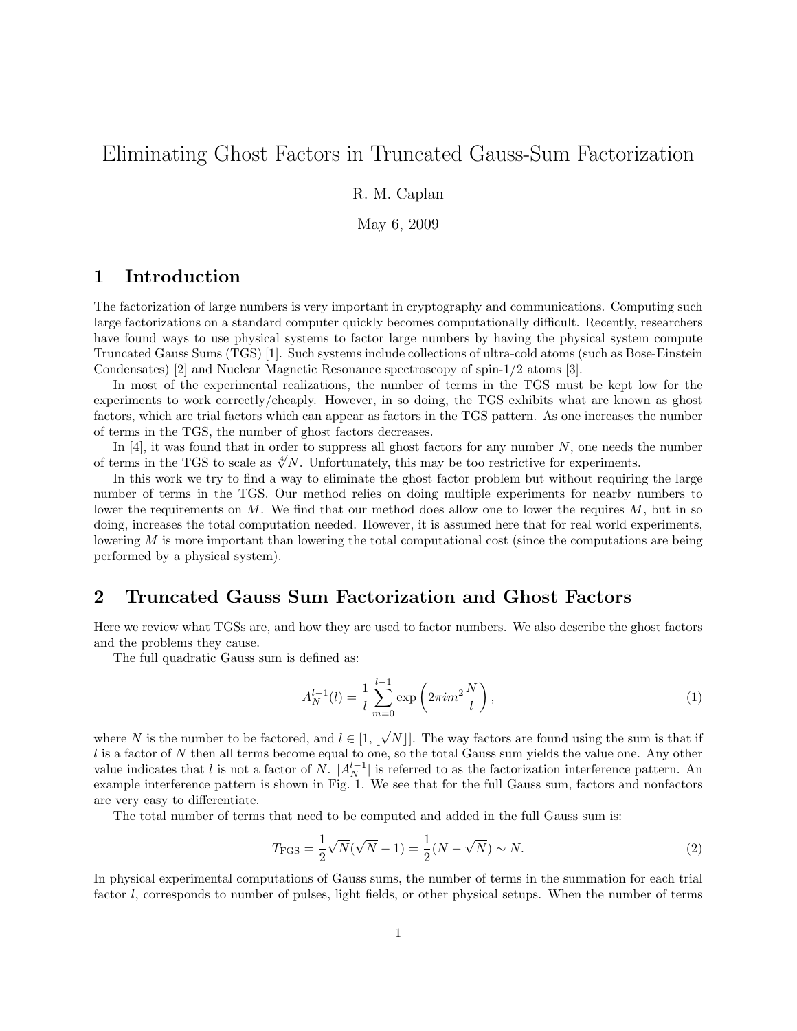# Eliminating Ghost Factors in Truncated Gauss-Sum Factorization

R. M. Caplan

May 6, 2009

## 1 Introduction

The factorization of large numbers is very important in cryptography and communications. Computing such large factorizations on a standard computer quickly becomes computationally difficult. Recently, researchers have found ways to use physical systems to factor large numbers by having the physical system compute Truncated Gauss Sums (TGS) [1]. Such systems include collections of ultra-cold atoms (such as Bose-Einstein Condensates) [2] and Nuclear Magnetic Resonance spectroscopy of spin-1/2 atoms [3].

In most of the experimental realizations, the number of terms in the TGS must be kept low for the experiments to work correctly/cheaply. However, in so doing, the TGS exhibits what are known as ghost factors, which are trial factors which can appear as factors in the TGS pattern. As one increases the number of terms in the TGS, the number of ghost factors decreases.

In [4], it was found that in order to suppress all ghost factors for any number $N$, one needs the number of terms in the TGS to scale as $\sqrt[4]{N}$. Unfortunately, this may be too restrictive for experiments.

In this work we try to find a way to eliminate the ghost factor problem but without requiring the large number of terms in the TGS. Our method relies on doing multiple experiments for nearby numbers to lower the requirements on $M$. We find that our method does allow one to lower the requires $M$, but in so doing, increases the total computation needed. However, it is assumed here that for real world experiments, lowering $M$ is more important than lowering the total computational cost (since the computations are being performed by a physical system).

## 2 Truncated Gauss Sum Factorization and Ghost Factors

Here we review what TGSs are, and how they are used to factor numbers. We also describe the ghost factors and the problems they cause.

The full quadratic Gauss sum is defined as:

$$A_N^{l-1}(l) = \frac{1}{l}\sum_{m=0}^{l-1} \exp\left(2\pi i m^2 \frac{N}{l}\right), \tag{1}$$

where $N$ is the number to be factored, and $l \in [1, \lfloor\sqrt{N}\rfloor]$. The way factors are found using the sum is that if $l$ is a factor of $N$ then all terms become equal to one, so the total Gauss sum yields the value one. Any other value indicates that $l$ is not a factor of $N$. $|A_N^{l-1}|$ is referred to as the factorization interference pattern. An example interference pattern is shown in Fig. 1. We see that for the full Gauss sum, factors and nonfactors are very easy to differentiate.

The total number of terms that need to be computed and added in the full Gauss sum is:

$$T_{\text{FGS}} = \frac{1}{2}\sqrt{N}(\sqrt{N}-1) = \frac{1}{2}(N-\sqrt{N}) \sim N. \tag{2}$$

In physical experimental computations of Gauss sums, the number of terms in the summation for each trial factor $l$, corresponds to number of pulses, light fields, or other physical setups. When the number of terms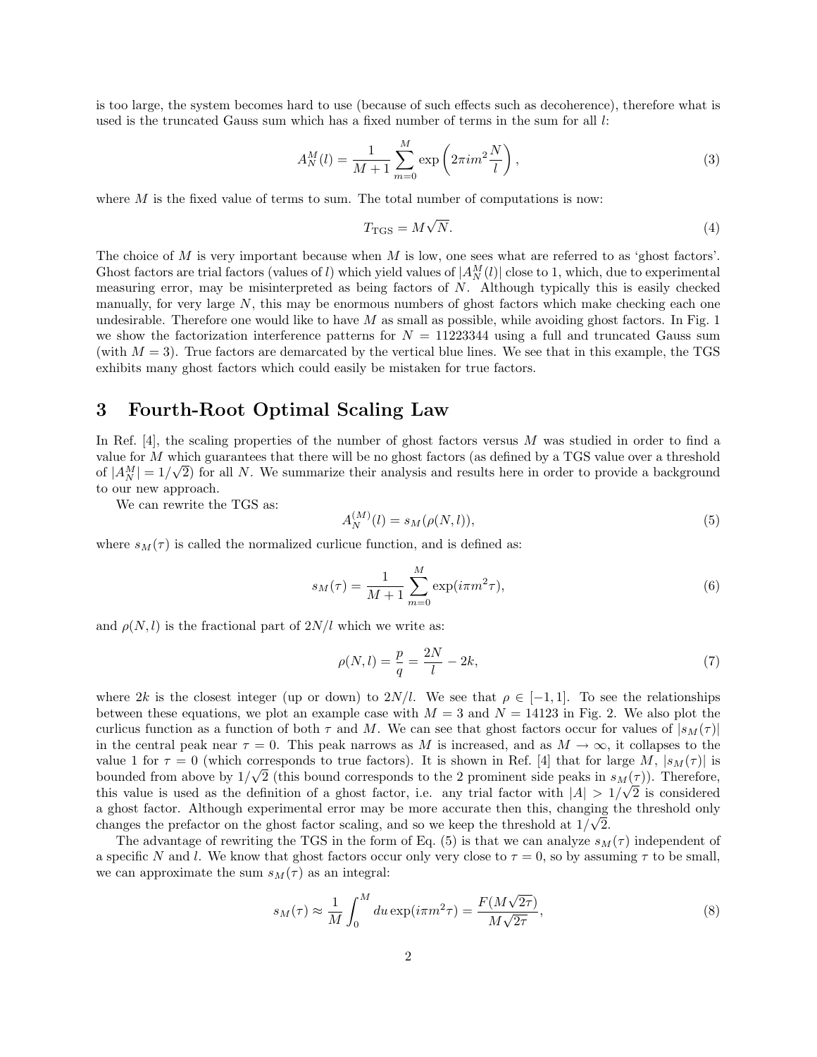is too large, the system becomes hard to use (because of such effects such as decoherence), therefore what is used is the truncated Gauss sum which has a fixed number of terms in the sum for all $l$:

$$A_N^M(l) = \frac{1}{M+1}\sum_{m=0}^{M}\exp\left(2\pi i m^2 \frac{N}{l}\right), \tag{3}$$

where $M$ is the fixed value of terms to sum. The total number of computations is now:

$$T_{\mathrm{TGS}} = M\sqrt{N}. \tag{4}$$

The choice of $M$ is very important because when $M$ is low, one sees what are referred to as 'ghost factors'. Ghost factors are trial factors (values of $l$) which yield values of $|A_N^M(l)|$ close to 1, which, due to experimental measuring error, may be misinterpreted as being factors of $N$. Although typically this is easily checked manually, for very large $N$, this may be enormous numbers of ghost factors which make checking each one undesirable. Therefore one would like to have $M$ as small as possible, while avoiding ghost factors. In Fig. 1 we show the factorization interference patterns for $N = 11223344$ using a full and truncated Gauss sum (with $M = 3$). True factors are demarcated by the vertical blue lines. We see that in this example, the TGS exhibits many ghost factors which could easily be mistaken for true factors.

## 3 Fourth-Root Optimal Scaling Law

In Ref. [4], the scaling properties of the number of ghost factors versus $M$ was studied in order to find a value for $M$ which guarantees that there will be no ghost factors (as defined by a TGS value over a threshold of $|A_N^M| = 1/\sqrt{2}$) for all $N$. We summarize their analysis and results here in order to provide a background to our new approach.

We can rewrite the TGS as:

$$A_N^{(M)}(l) = s_M(\rho(N,l)), \tag{5}$$

where $s_M(\tau)$ is called the normalized curlicue function, and is defined as:

$$s_M(\tau) = \frac{1}{M+1}\sum_{m=0}^{M}\exp(i\pi m^2\tau), \tag{6}$$

and $\rho(N,l)$ is the fractional part of $2N/l$ which we write as:

$$\rho(N,l) = \frac{p}{q} = \frac{2N}{l} - 2k, \tag{7}$$

where $2k$ is the closest integer (up or down) to $2N/l$. We see that $\rho \in [-1,1]$. To see the relationships between these equations, we plot an example case with $M = 3$ and $N = 14123$ in Fig. 2. We also plot the curlicus function as a function of both $\tau$ and $M$. We can see that ghost factors occur for values of $|s_M(\tau)|$ in the central peak near $\tau = 0$. This peak narrows as $M$ is increased, and as $M \to \infty$, it collapses to the value 1 for $\tau = 0$ (which corresponds to true factors). It is shown in Ref. [4] that for large $M$, $|s_M(\tau)|$ is bounded from above by $1/\sqrt{2}$ (this bound corresponds to the 2 prominent side peaks in $s_M(\tau)$). Therefore, this value is used as the definition of a ghost factor, i.e. any trial factor with $|A| > 1/\sqrt{2}$ is considered a ghost factor. Although experimental error may be more accurate then this, changing the threshold only changes the prefactor on the ghost factor scaling, and so we keep the threshold at $1/\sqrt{2}$.

The advantage of rewriting the TGS in the form of Eq. (5) is that we can analyze $s_M(\tau)$ independent of a specific $N$ and $l$. We know that ghost factors occur only very close to $\tau = 0$, so by assuming $\tau$ to be small, we can approximate the sum $s_M(\tau)$ as an integral:

$$s_M(\tau) \approx \frac{1}{M}\int_0^M du \exp(i\pi m^2\tau) = \frac{F(M\sqrt{2\tau})}{M\sqrt{2\tau}}, \tag{8}$$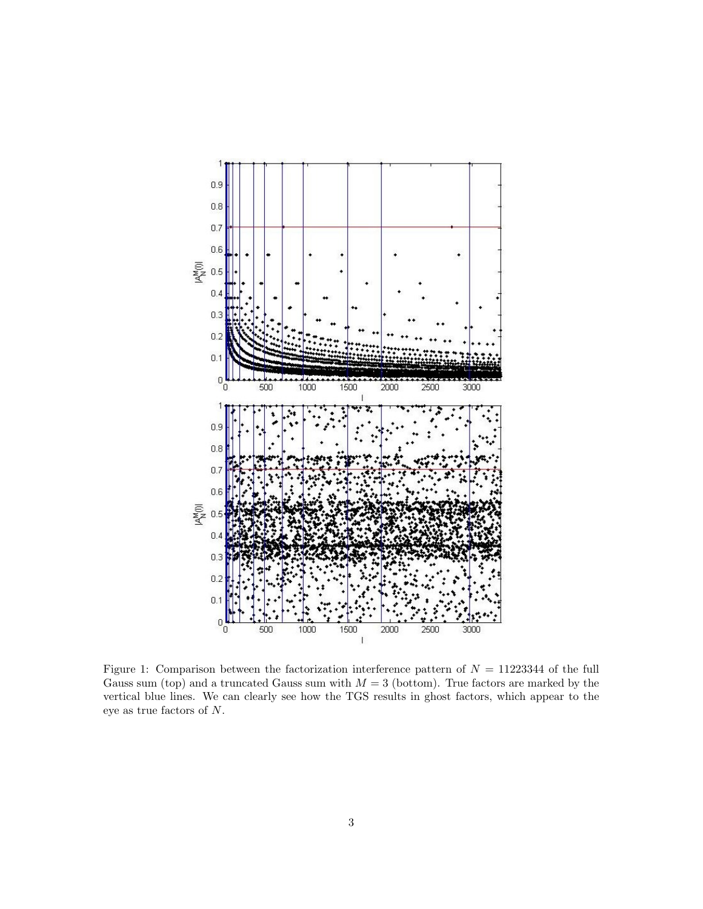Figure 1: Comparison between the factorization interference pattern of $N = 11223344$ of the full Gauss sum (top) and a truncated Gauss sum with $M = 3$ (bottom). True factors are marked by the vertical blue lines. We can clearly see how the TGS results in ghost factors, which appear to the eye as true factors of $N$.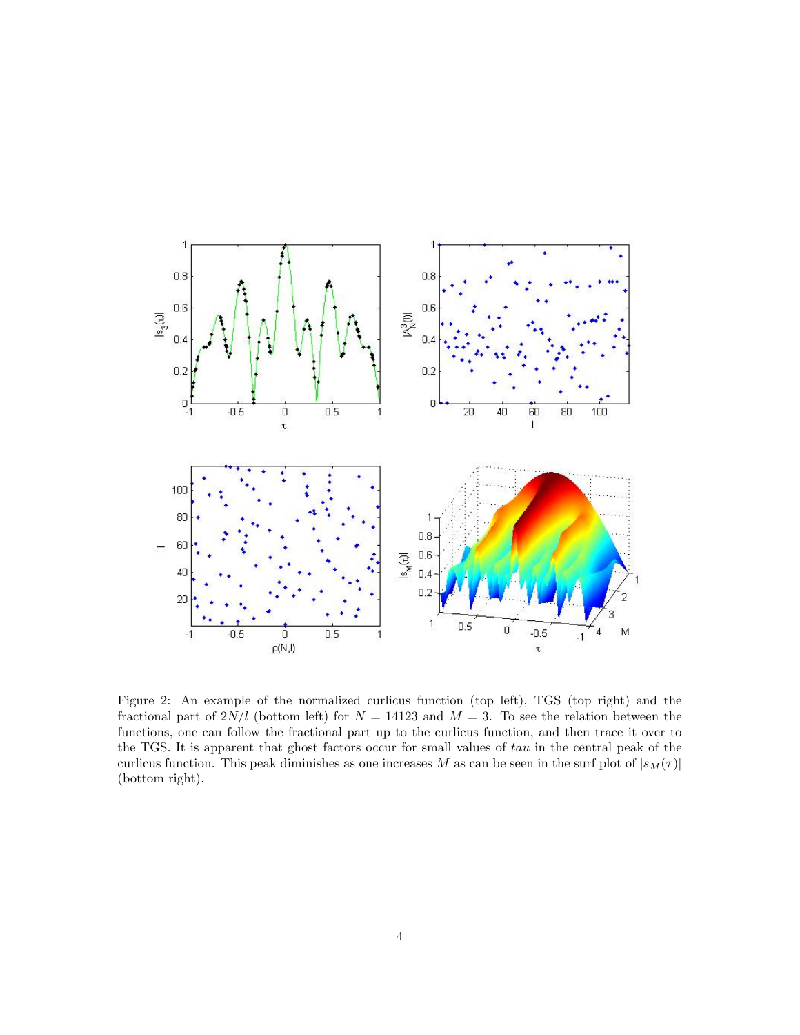Figure 2: An example of the normalized curlicus function (top left), TGS (top right) and the fractional part of $2N/l$ (bottom left) for $N = 14123$ and $M = 3$. To see the relation between the functions, one can follow the fractional part up to the curlicus function, and then trace it over to the TGS. It is apparent that ghost factors occur for small values of *tau* in the central peak of the curlicus function. This peak diminishes as one increases $M$ as can be seen in the surf plot of $|s_M(\tau)|$ (bottom right).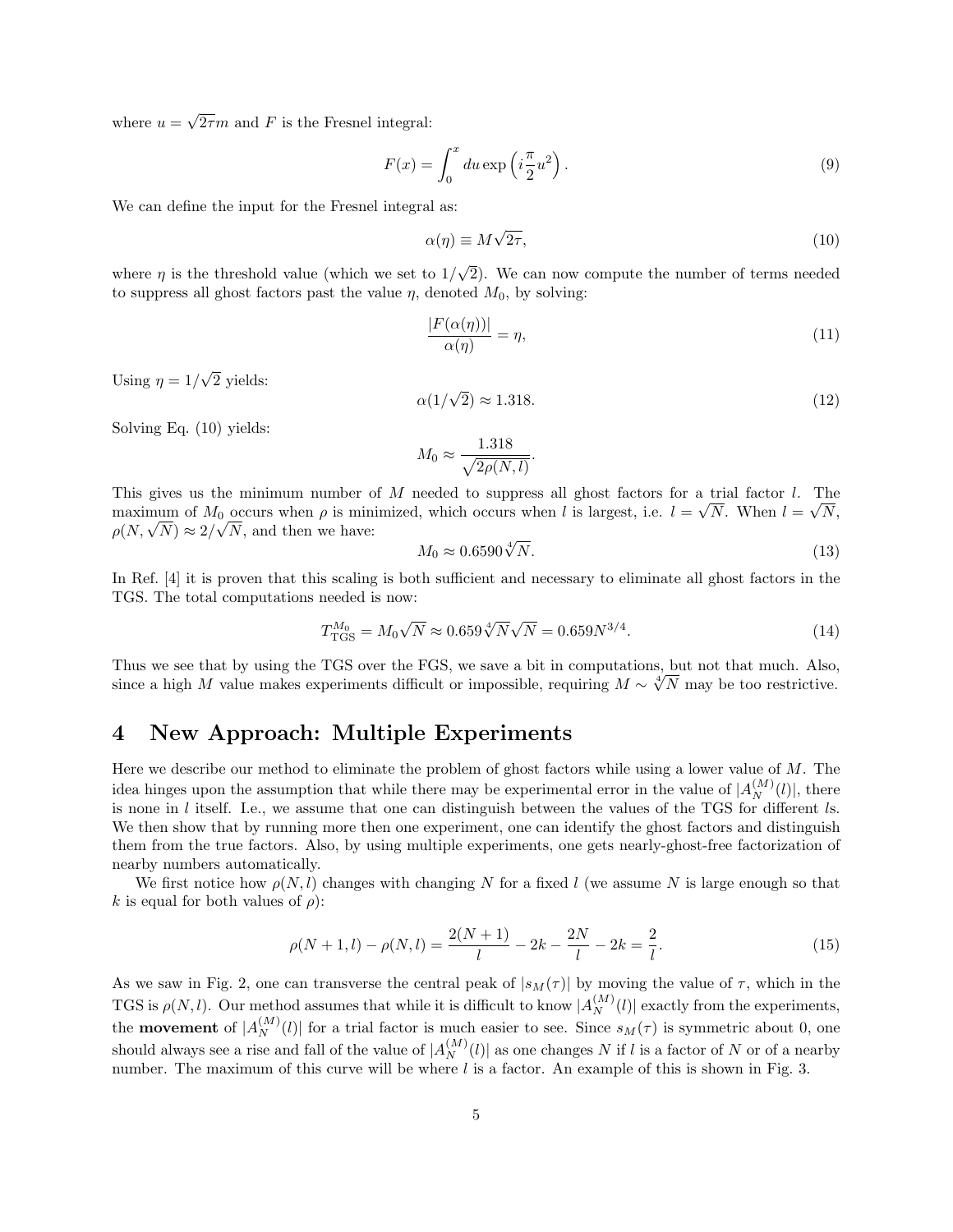where $u = \sqrt{2\tau}m$ and $F$ is the Fresnel integral:

$$F(x) = \int_0^x du \exp\left(i\frac{\pi}{2}u^2\right). \tag{9}$$

We can define the input for the Fresnel integral as:

$$\alpha(\eta) \equiv M\sqrt{2\tau}, \tag{10}$$

where $\eta$ is the threshold value (which we set to $1/\sqrt{2}$). We can now compute the number of terms needed to suppress all ghost factors past the value $\eta$, denoted $M_0$, by solving:

$$\frac{|F(\alpha(\eta))|}{\alpha(\eta)} = \eta, \tag{11}$$

Using $\eta = 1/\sqrt{2}$ yields:

$$\alpha(1/\sqrt{2}) \approx 1.318. \tag{12}$$

Solving Eq. (10) yields:

$$M_0 \approx \frac{1.318}{\sqrt{2\rho(N,l)}}.$$

This gives us the minimum number of $M$ needed to suppress all ghost factors for a trial factor $l$. The maximum of $M_0$ occurs when $\rho$ is minimized, which occurs when $l$ is largest, i.e. $l = \sqrt{N}$. When $l = \sqrt{N}$, $\rho(N, \sqrt{N}) \approx 2/\sqrt{N}$, and then we have:

$$M_0 \approx 0.6590\sqrt[4]{N}. \tag{13}$$

In Ref. [4] it is proven that this scaling is both sufficient and necessary to eliminate all ghost factors in the TGS. The total computations needed is now:

$$T_{\text{TGS}}^{M_0} = M_0\sqrt{N} \approx 0.659\sqrt[4]{N}\sqrt{N} = 0.659N^{3/4}. \tag{14}$$

Thus we see that by using the TGS over the FGS, we save a bit in computations, but not that much. Also, since a high $M$ value makes experiments difficult or impossible, requiring $M \sim \sqrt[4]{N}$ may be too restrictive.

# 4 New Approach: Multiple Experiments

Here we describe our method to eliminate the problem of ghost factors while using a lower value of $M$. The idea hinges upon the assumption that while there may be experimental error in the value of $|A_N^{(M)}(l)|$, there is none in $l$ itself. I.e., we assume that one can distinguish between the values of the TGS for different $l$s. We then show that by running more then one experiment, one can identify the ghost factors and distinguish them from the true factors. Also, by using multiple experiments, one gets nearly-ghost-free factorization of nearby numbers automatically.

We first notice how $\rho(N,l)$ changes with changing $N$ for a fixed $l$ (we assume $N$ is large enough so that $k$ is equal for both values of $\rho$):

$$\rho(N+1,l) - \rho(N,l) = \frac{2(N+1)}{l} - 2k - \frac{2N}{l} - 2k = \frac{2}{l}. \tag{15}$$

As we saw in Fig. 2, one can transverse the central peak of $|s_M(\tau)|$ by moving the value of $\tau$, which in the TGS is $\rho(N,l)$. Our method assumes that while it is difficult to know $|A_N^{(M)}(l)|$ exactly from the experiments, the **movement** of $|A_N^{(M)}(l)|$ for a trial factor is much easier to see. Since $s_M(\tau)$ is symmetric about 0, one should always see a rise and fall of the value of $|A_N^{(M)}(l)|$ as one changes $N$ if $l$ is a factor of $N$ or of a nearby number. The maximum of this curve will be where $l$ is a factor. An example of this is shown in Fig. 3.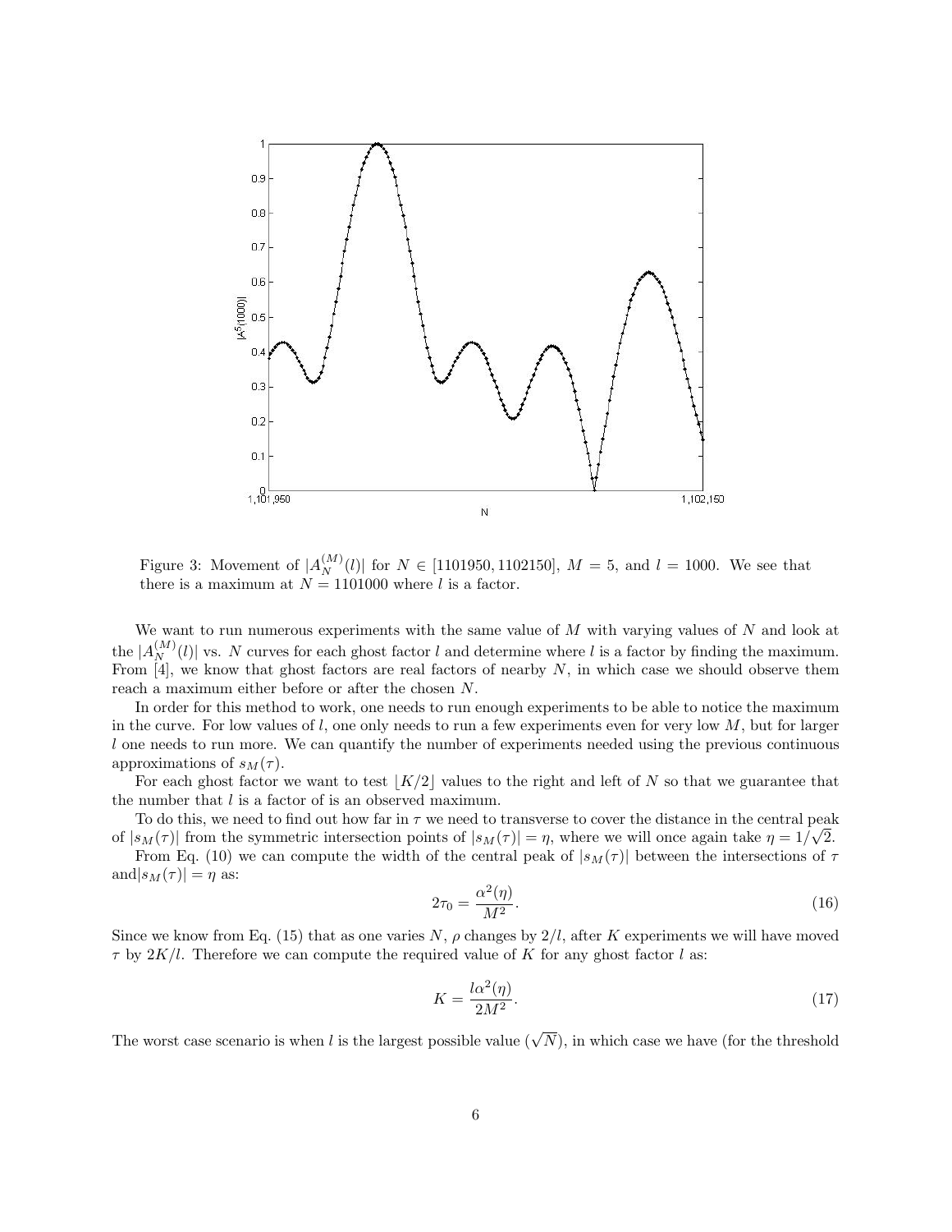Figure 3: Movement of $|A_N^{(M)}(l)|$ for $N \in [1101950, 1102150]$, $M = 5$, and $l = 1000$. We see that there is a maximum at $N = 1101000$ where $l$ is a factor.

We want to run numerous experiments with the same value of $M$ with varying values of $N$ and look at the $|A_N^{(M)}(l)|$ vs. $N$ curves for each ghost factor $l$ and determine where $l$ is a factor by finding the maximum. From [4], we know that ghost factors are real factors of nearby $N$, in which case we should observe them reach a maximum either before or after the chosen $N$.

In order for this method to work, one needs to run enough experiments to be able to notice the maximum in the curve. For low values of $l$, one only needs to run a few experiments even for very low $M$, but for larger $l$ one needs to run more. We can quantify the number of experiments needed using the previous continuous approximations of $s_M(\tau)$.

For each ghost factor we want to test $\lfloor K/2 \rfloor$ values to the right and left of $N$ so that we guarantee that the number that $l$ is a factor of is an observed maximum.

To do this, we need to find out how far in $\tau$ we need to transverse to cover the distance in the central peak of $|s_M(\tau)|$ from the symmetric intersection points of $|s_M(\tau)| = \eta$, where we will once again take $\eta = 1/\sqrt{2}$.

From Eq. (10) we can compute the width of the central peak of $|s_M(\tau)|$ between the intersections of $\tau$ and$|s_M(\tau)| = \eta$ as:

$$2\tau_0 = \frac{\alpha^2(\eta)}{M^2}. \tag{16}$$

Since we know from Eq. (15) that as one varies $N$, $\rho$ changes by $2/l$, after $K$ experiments we will have moved $\tau$ by $2K/l$. Therefore we can compute the required value of $K$ for any ghost factor $l$ as:

$$K = \frac{l\alpha^2(\eta)}{2M^2}. \tag{17}$$

The worst case scenario is when $l$ is the largest possible value ($\sqrt{N}$), in which case we have (for the threshold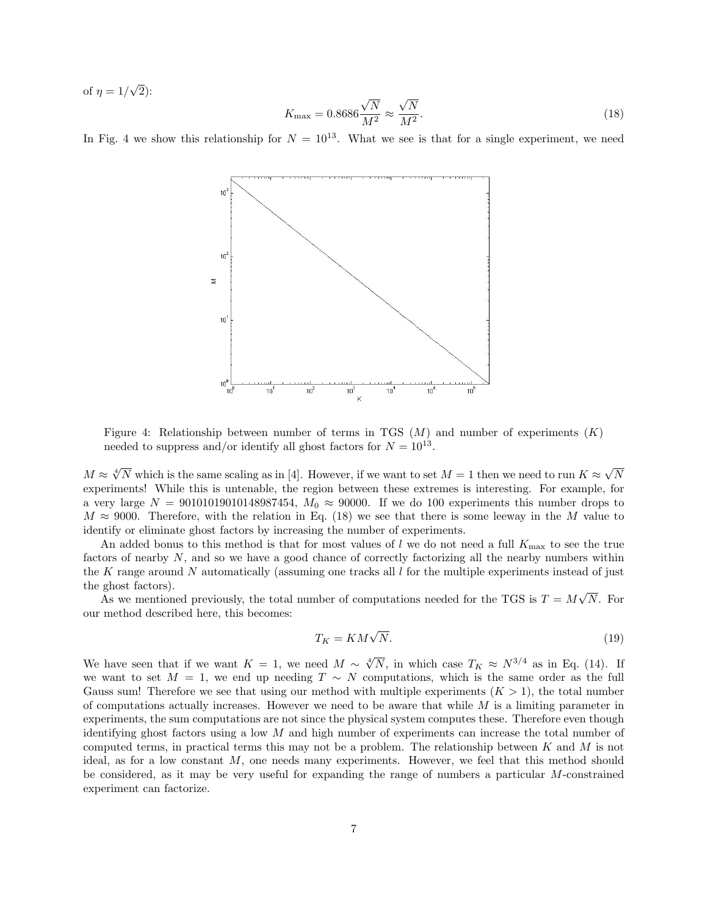of $\eta = 1/\sqrt{2}$):

$$K_{\max} = 0.8686\frac{\sqrt{N}}{M^2} \approx \frac{\sqrt{N}}{M^2}. \tag{18}$$

In Fig. 4 we show this relationship for $N = 10^{13}$. What we see is that for a single experiment, we need

Figure 4: Relationship between number of terms in TGS ($M$) and number of experiments ($K$) needed to suppress and/or identify all ghost factors for $N = 10^{13}$.

$M \approx \sqrt[4]{N}$ which is the same scaling as in [4]. However, if we want to set $M = 1$ then we need to run $K \approx \sqrt{N}$ experiments! While this is untenable, the region between these extremes is interesting. For example, for a very large $N = 90101019010148987454$, $M_0 \approx 90000$. If we do 100 experiments this number drops to $M \approx 9000$. Therefore, with the relation in Eq. (18) we see that there is some leeway in the $M$ value to identify or eliminate ghost factors by increasing the number of experiments.

An added bonus to this method is that for most values of $l$ we do not need a full $K_{\max}$ to see the true factors of nearby $N$, and so we have a good chance of correctly factorizing all the nearby numbers within the $K$ range around $N$ automatically (assuming one tracks all $l$ for the multiple experiments instead of just the ghost factors).

As we mentioned previously, the total number of computations needed for the TGS is $T = M\sqrt{N}$. For our method described here, this becomes:

$$T_K = KM\sqrt{N}. \tag{19}$$

We have seen that if we want $K = 1$, we need $M \sim \sqrt[4]{N}$, in which case $T_K \approx N^{3/4}$ as in Eq. (14). If we want to set $M = 1$, we end up needing $T \sim N$ computations, which is the same order as the full Gauss sum! Therefore we see that using our method with multiple experiments ($K > 1$), the total number of computations actually increases. However we need to be aware that while $M$ is a limiting parameter in experiments, the sum computations are not since the physical system computes these. Therefore even though identifying ghost factors using a low $M$ and high number of experiments can increase the total number of computed terms, in practical terms this may not be a problem. The relationship between $K$ and $M$ is not ideal, as for a low constant $M$, one needs many experiments. However, we feel that this method should be considered, as it may be very useful for expanding the range of numbers a particular $M$-constrained experiment can factorize.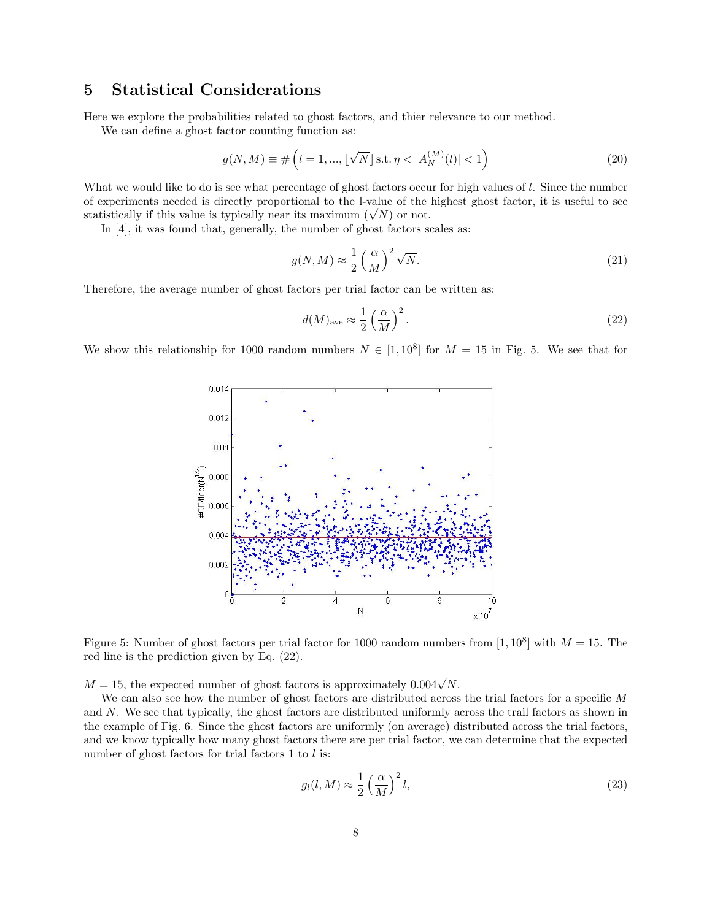## 5 Statistical Considerations

Here we explore the probabilities related to ghost factors, and thier relevance to our method.

We can define a ghost factor counting function as:

$$g(N,M) \equiv \# \left( l = 1, ..., \lfloor \sqrt{N} \rfloor \text{ s.t. } \eta < |A_N^{(M)}(l)| < 1 \right) \tag{20}$$

What we would like to do is see what percentage of ghost factors occur for high values of $l$. Since the number of experiments needed is directly proportional to the l-value of the highest ghost factor, it is useful to see statistically if this value is typically near its maximum ($\sqrt{N}$) or not.

In [4], it was found that, generally, the number of ghost factors scales as:

$$g(N,M) \approx \frac{1}{2} \left( \frac{\alpha}{M} \right)^2 \sqrt{N}. \tag{21}$$

Therefore, the average number of ghost factors per trial factor can be written as:

$$d(M)_{\text{ave}} \approx \frac{1}{2} \left( \frac{\alpha}{M} \right)^2. \tag{22}$$

We show this relationship for 1000 random numbers $N \in [1, 10^8]$ for $M = 15$ in Fig. 5. We see that for $M = 15$, the expected number of ghost factors is approximately $0.004\sqrt{N}$.

Figure 5: Number of ghost factors per trial factor for 1000 random numbers from $[1, 10^8]$ with $M = 15$. The red line is the prediction given by Eq. (22).

We can also see how the number of ghost factors are distributed across the trial factors for a specific $M$ and $N$. We see that typically, the ghost factors are distributed uniformly across the trail factors as shown in the example of Fig. 6. Since the ghost factors are uniformly (on average) distributed across the trial factors, and we know typically how many ghost factors there are per trial factor, we can determine that the expected number of ghost factors for trial factors 1 to $l$ is:

$$g_l(l,M) \approx \frac{1}{2} \left( \frac{\alpha}{M} \right)^2 l, \tag{23}$$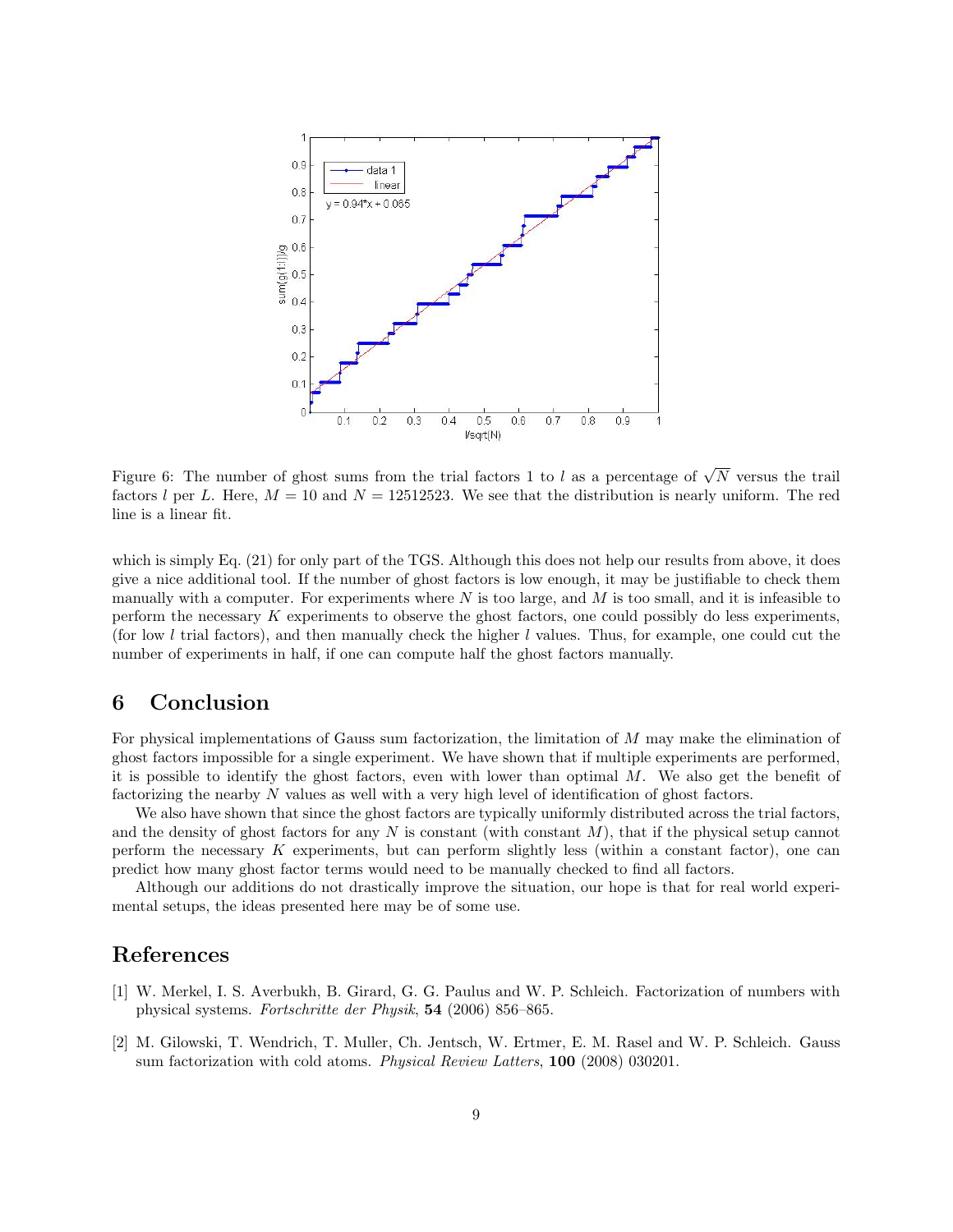Figure 6: The number of ghost sums from the trial factors 1 to $l$ as a percentage of $\sqrt{N}$ versus the trail factors $l$ per $L$. Here, $M = 10$ and $N = 12512523$. We see that the distribution is nearly uniform. The red line is a linear fit.

which is simply Eq. (21) for only part of the TGS. Although this does not help our results from above, it does give a nice additional tool. If the number of ghost factors is low enough, it may be justifiable to check them manually with a computer. For experiments where $N$ is too large, and $M$ is too small, and it is infeasible to perform the necessary $K$ experiments to observe the ghost factors, one could possibly do less experiments, (for low $l$ trial factors), and then manually check the higher $l$ values. Thus, for example, one could cut the number of experiments in half, if one can compute half the ghost factors manually.

## 6 Conclusion

For physical implementations of Gauss sum factorization, the limitation of $M$ may make the elimination of ghost factors impossible for a single experiment. We have shown that if multiple experiments are performed, it is possible to identify the ghost factors, even with lower than optimal $M$. We also get the benefit of factorizing the nearby $N$ values as well with a very high level of identification of ghost factors.

We also have shown that since the ghost factors are typically uniformly distributed across the trial factors, and the density of ghost factors for any $N$ is constant (with constant $M$), that if the physical setup cannot perform the necessary $K$ experiments, but can perform slightly less (within a constant factor), one can predict how many ghost factor terms would need to be manually checked to find all factors.

Although our additions do not drastically improve the situation, our hope is that for real world experimental setups, the ideas presented here may be of some use.

## References

[1] W. Merkel, I. S. Averbukh, B. Girard, G. G. Paulus and W. P. Schleich. Factorization of numbers with physical systems. *Fortschritte der Physik*, **54** (2006) 856–865.

[2] M. Gilowski, T. Wendrich, T. Muller, Ch. Jentsch, W. Ertmer, E. M. Rasel and W. P. Schleich. Gauss sum factorization with cold atoms. *Physical Review Latters*, **100** (2008) 030201.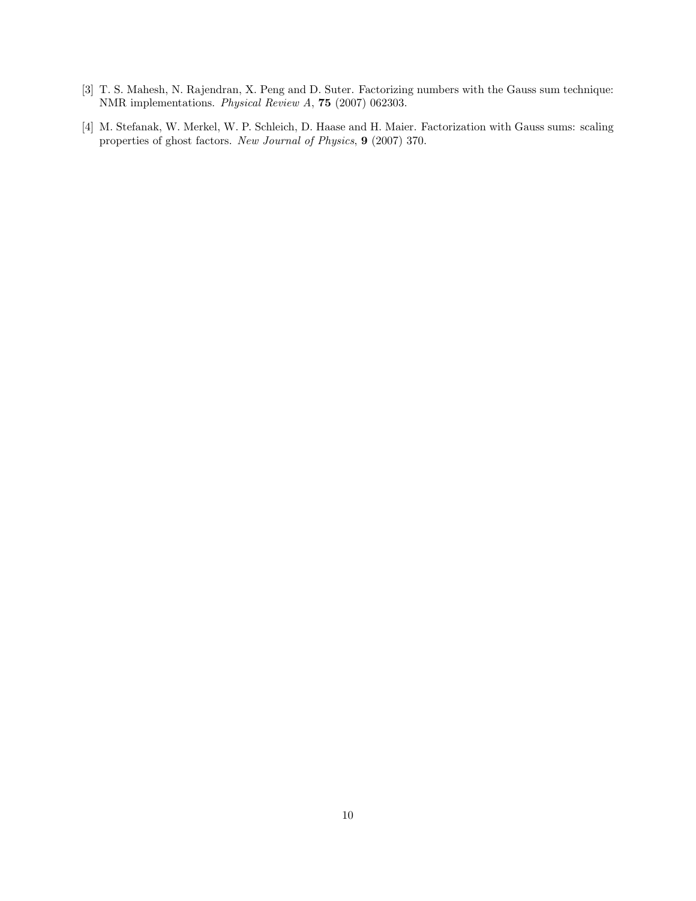[3] T. S. Mahesh, N. Rajendran, X. Peng and D. Suter. Factorizing numbers with the Gauss sum technique: NMR implementations. *Physical Review A*, **75** (2007) 062303.

[4] M. Stefanak, W. Merkel, W. P. Schleich, D. Haase and H. Maier. Factorization with Gauss sums: scaling properties of ghost factors. *New Journal of Physics*, **9** (2007) 370.